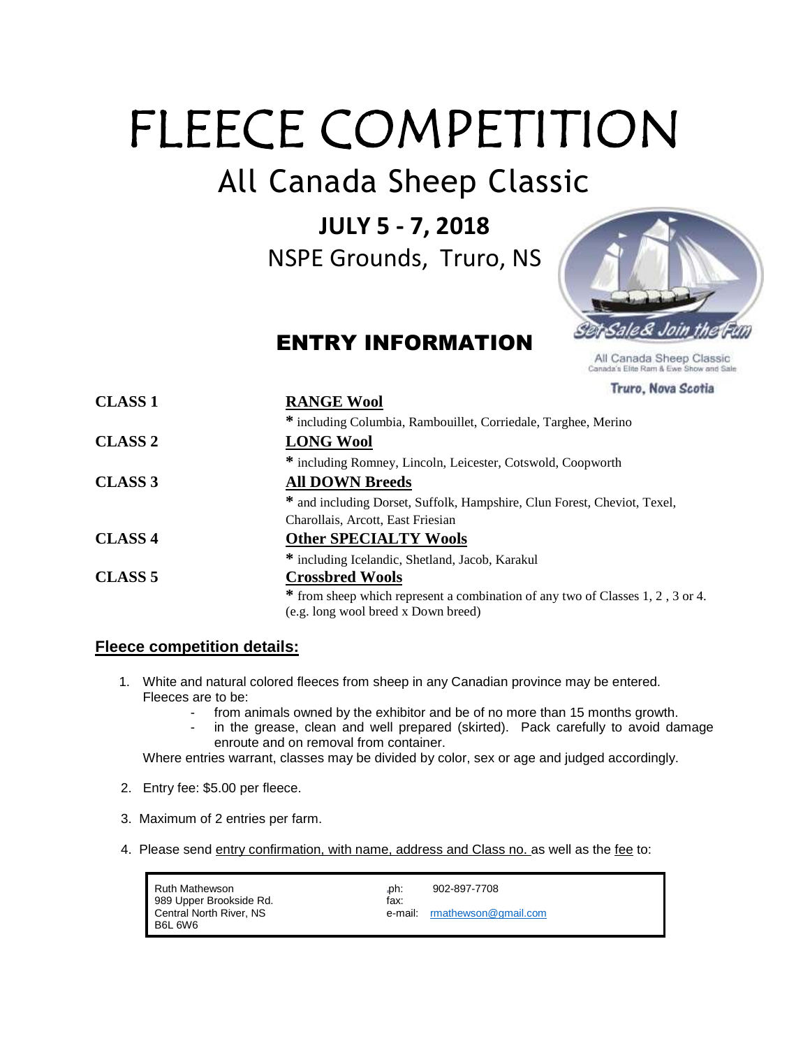# FLEECE COMPETITION

## All Canada Sheep Classic

**JULY 5 - 7, 2018**

NSPE Grounds, Truro, NS

Set Sale & Join the Fun

All Canada Sheep Classic
Canada's Elite Ram & Ewe Show and Sale

Truro, Nova Scotia

## ENTRY INFORMATION

**CLASS 1** — **RANGE Wool**
* including Columbia, Rambouillet, Corriedale, Targhee, Merino

**CLASS 2** — **LONG Wool**
* including Romney, Lincoln, Leicester, Cotswold, Coopworth

**CLASS 3** — **All DOWN Breeds**
* and including Dorset, Suffolk, Hampshire, Clun Forest, Cheviot, Texel, Charollais, Arcott, East Friesian

**CLASS 4** — **Other SPECIALTY Wools**
* including Icelandic, Shetland, Jacob, Karakul

**CLASS 5** — **Crossbred Wools**
* from sheep which represent a combination of any two of Classes 1, 2 , 3 or 4. (e.g. long wool breed x Down breed)

### Fleece competition details:

1. White and natural colored fleeces from sheep in any Canadian province may be entered. Fleeces are to be:
   - from animals owned by the exhibitor and be of no more than 15 months growth.
   - in the grease, clean and well prepared (skirted). Pack carefully to avoid damage enroute and on removal from container.

   Where entries warrant, classes may be divided by color, sex or age and judged accordingly.

2. Entry fee: $5.00 per fleece.

3. Maximum of 2 entries per farm.

4. Please send entry confirmation, with name, address and Class no. as well as the fee to:

| | |
|---|---|
| Ruth Mathewson<br>989 Upper Brookside Rd.<br>Central North River, NS<br>B6L 6W6 | ph: 902-897-7708<br>fax:<br>e-mail: rmathewson@gmail.com |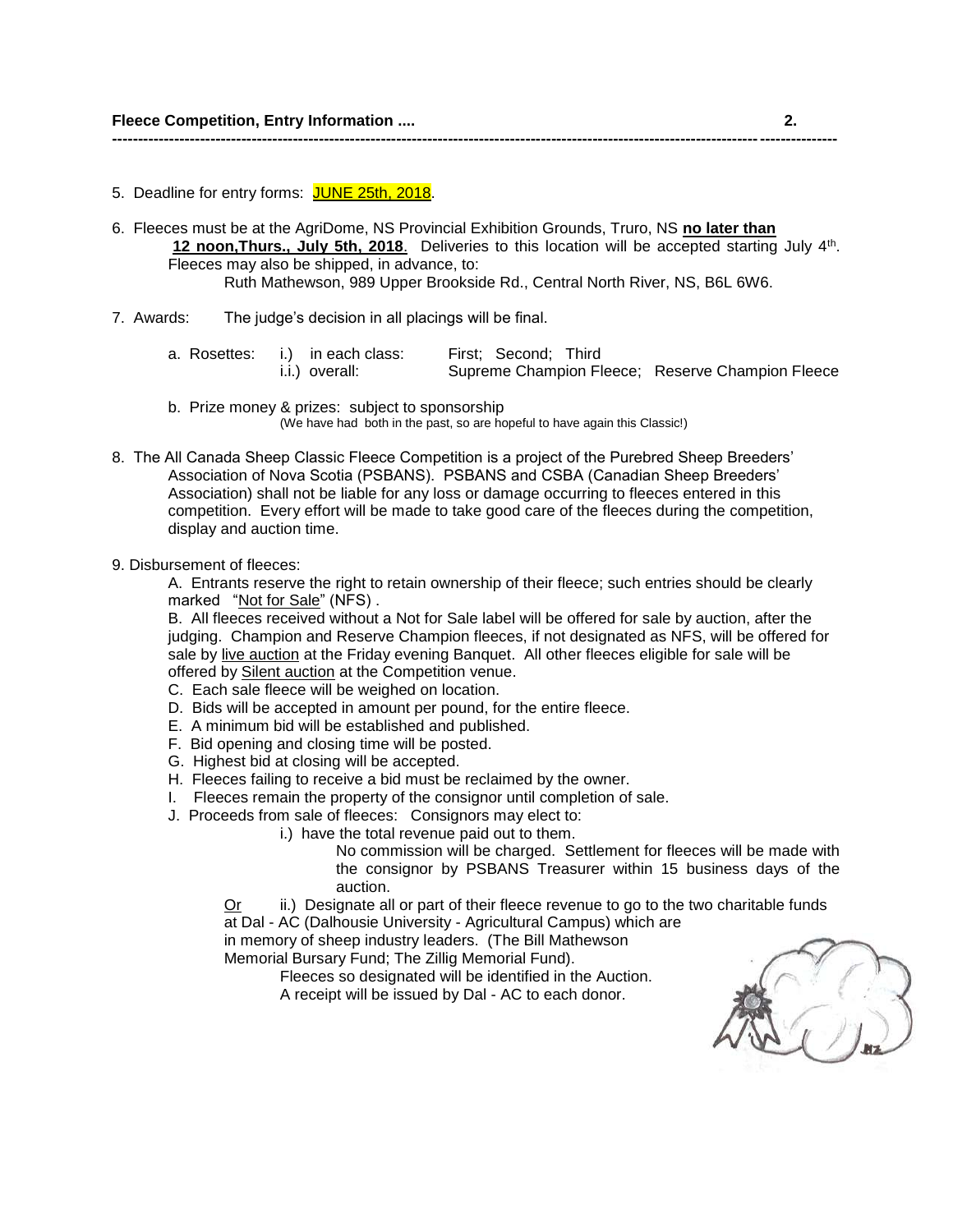5. Deadline for entry forms: JUNE 25th, 2018.

6. Fleeces must be at the AgriDome, NS Provincial Exhibition Grounds, Truro, NS **no later than 12 noon,Thurs., July 5th, 2018**. Deliveries to this location will be accepted starting July 4th. Fleeces may also be shipped, in advance, to:

   Ruth Mathewson, 989 Upper Brookside Rd., Central North River, NS, B6L 6W6.

7. Awards: The judge's decision in all placings will be final.

   a. Rosettes:

   | | | |
   |---|---|---|
   | i.) | in each class: | First; Second; Third |
   | i.i.) | overall: | Supreme Champion Fleece; Reserve Champion Fleece |

   b. Prize money & prizes: subject to sponsorship
   (We have had both in the past, so are hopeful to have again this Classic!)

8. The All Canada Sheep Classic Fleece Competition is a project of the Purebred Sheep Breeders' Association of Nova Scotia (PSBANS). PSBANS and CSBA (Canadian Sheep Breeders' Association) shall not be liable for any loss or damage occurring to fleeces entered in this competition. Every effort will be made to take good care of the fleeces during the competition, display and auction time.

9. Disbursement of fleeces:

   A. Entrants reserve the right to retain ownership of their fleece; such entries should be clearly marked "Not for Sale" (NFS) .

   B. All fleeces received without a Not for Sale label will be offered for sale by auction, after the judging. Champion and Reserve Champion fleeces, if not designated as NFS, will be offered for sale by live auction at the Friday evening Banquet. All other fleeces eligible for sale will be offered by Silent auction at the Competition venue.

   C. Each sale fleece will be weighed on location.

   D. Bids will be accepted in amount per pound, for the entire fleece.

   E. A minimum bid will be established and published.

   F. Bid opening and closing time will be posted.

   G. Highest bid at closing will be accepted.

   H. Fleeces failing to receive a bid must be reclaimed by the owner.

   I. Fleeces remain the property of the consignor until completion of sale.

   J. Proceeds from sale of fleeces: Consignors may elect to:

   i.) have the total revenue paid out to them.
   No commission will be charged. Settlement for fleeces will be made with the consignor by PSBANS Treasurer within 15 business days of the auction.

   Or ii.) Designate all or part of their fleece revenue to go to the two charitable funds at Dal - AC (Dalhousie University - Agricultural Campus) which are in memory of sheep industry leaders. (The Bill Mathewson Memorial Bursary Fund; The Zillig Memorial Fund).

   Fleeces so designated will be identified in the Auction.
   A receipt will be issued by Dal - AC to each donor.